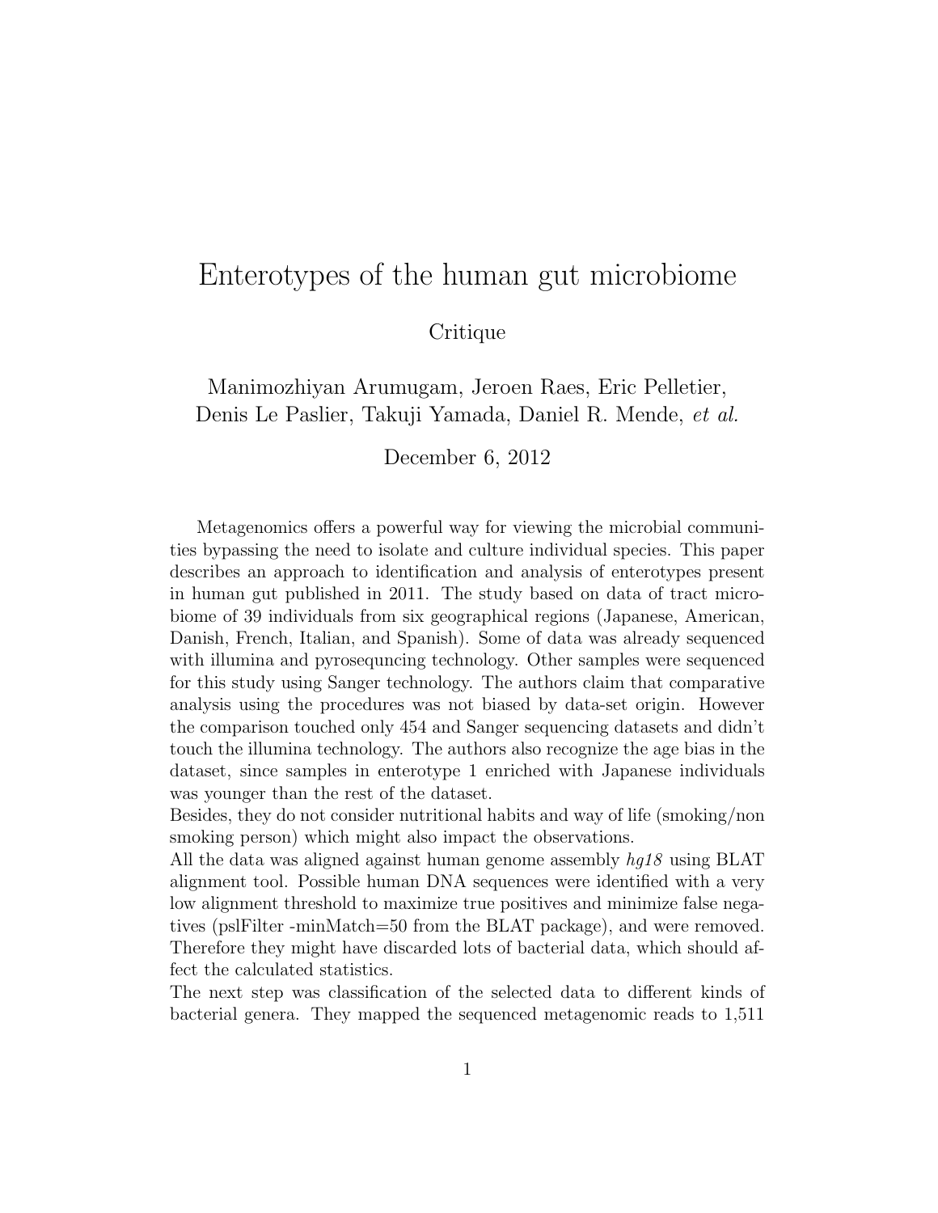# Enterotypes of the human gut microbiome

Critique

Manimozhiyan Arumugam, Jeroen Raes, Eric Pelletier, Denis Le Paslier, Takuji Yamada, Daniel R. Mende, *et al.*

December 6, 2012

Metagenomics offers a powerful way for viewing the microbial communities bypassing the need to isolate and culture individual species. This paper describes an approach to identification and analysis of enterotypes present in human gut published in 2011. The study based on data of tract microbiome of 39 individuals from six geographical regions (Japanese, American, Danish, French, Italian, and Spanish). Some of data was already sequenced with illumina and pyrosequncing technology. Other samples were sequenced for this study using Sanger technology. The authors claim that comparative analysis using the procedures was not biased by data-set origin. However the comparison touched only 454 and Sanger sequencing datasets and didn't touch the illumina technology. The authors also recognize the age bias in the dataset, since samples in enterotype 1 enriched with Japanese individuals was younger than the rest of the dataset.

Besides, they do not consider nutritional habits and way of life (smoking/non smoking person) which might also impact the observations.

All the data was aligned against human genome assembly *hg18* using BLAT alignment tool. Possible human DNA sequences were identified with a very low alignment threshold to maximize true positives and minimize false negatives (pslFilter -minMatch=50 from the BLAT package), and were removed. Therefore they might have discarded lots of bacterial data, which should affect the calculated statistics.

The next step was classification of the selected data to different kinds of bacterial genera. They mapped the sequenced metagenomic reads to 1,511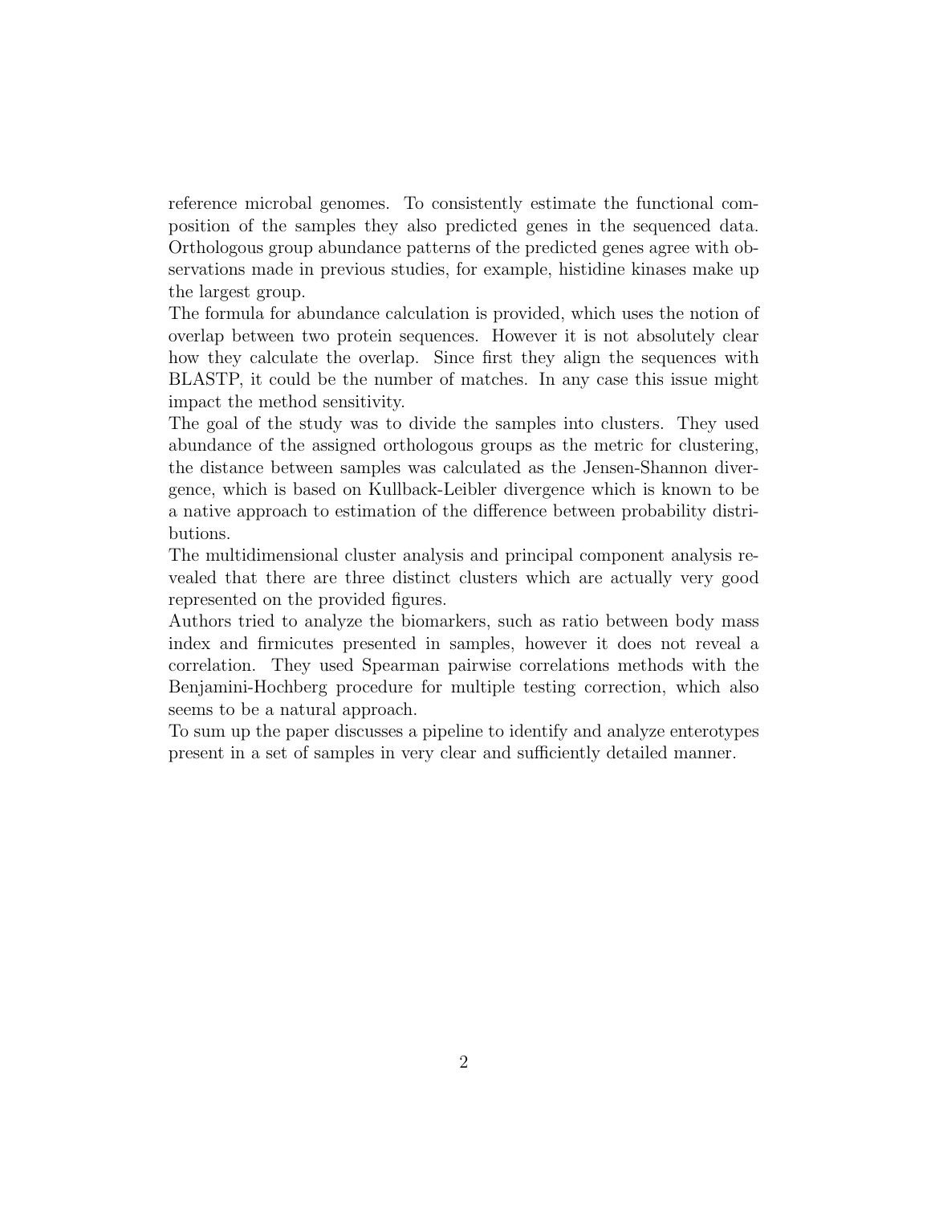reference microbal genomes. To consistently estimate the functional composition of the samples they also predicted genes in the sequenced data. Orthologous group abundance patterns of the predicted genes agree with observations made in previous studies, for example, histidine kinases make up the largest group.

The formula for abundance calculation is provided, which uses the notion of overlap between two protein sequences. However it is not absolutely clear how they calculate the overlap. Since first they align the sequences with BLASTP, it could be the number of matches. In any case this issue might impact the method sensitivity.

The goal of the study was to divide the samples into clusters. They used abundance of the assigned orthologous groups as the metric for clustering, the distance between samples was calculated as the Jensen-Shannon divergence, which is based on Kullback-Leibler divergence which is known to be a native approach to estimation of the difference between probability distributions.

The multidimensional cluster analysis and principal component analysis revealed that there are three distinct clusters which are actually very good represented on the provided figures.

Authors tried to analyze the biomarkers, such as ratio between body mass index and firmicutes presented in samples, however it does not reveal a correlation. They used Spearman pairwise correlations methods with the Benjamini-Hochberg procedure for multiple testing correction, which also seems to be a natural approach.

To sum up the paper discusses a pipeline to identify and analyze enterotypes present in a set of samples in very clear and sufficiently detailed manner.